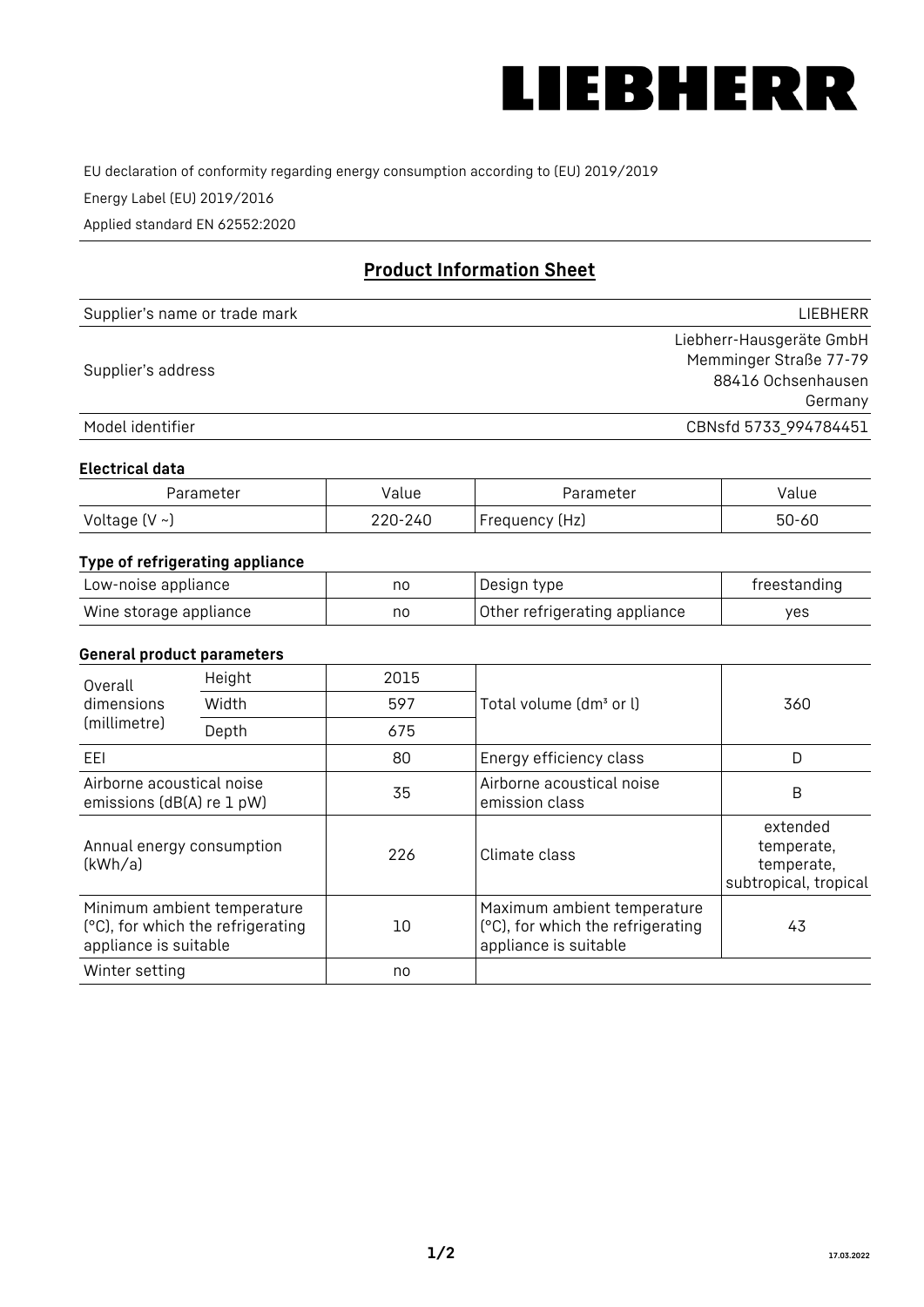# LIEBHERR

EU declaration of conformity regarding energy consumption according to (EU) 2019/2019

Energy Label (EU) 2019/2016

Applied standard EN 62552:2020

## Product Information Sheet

| | |
|---|---|
| Supplier's name or trade mark | LIEBHERR |
| Supplier's address | Liebherr-Hausgeräte GmbH<br>Memminger Straße 77-79<br>88416 Ochsenhausen<br>Germany |
| Model identifier | CBNsfd 5733_994784451 |

### Electrical data

| Parameter | Value | Parameter | Value |
|---|---|---|---|
| Voltage (V ~) | 220-240 | Frequency (Hz) | 50-60 |

### Type of refrigerating appliance

| | | | |
|---|---|---|---|
| Low-noise appliance | no | Design type | freestanding |
| Wine storage appliance | no | Other refrigerating appliance | yes |

### General product parameters

| | | | | |
|---|---|---|---|---|
| Overall dimensions (millimetre) | Height | 2015 | Total volume (dm³ or l) | 360 |
| | Width | 597 | | |
| | Depth | 675 | | |
| EEI | | 80 | Energy efficiency class | D |
| Airborne acoustical noise emissions (dB(A) re 1 pW) | | 35 | Airborne acoustical noise emission class | B |
| Annual energy consumption (kWh/a) | | 226 | Climate class | extended temperate, temperate, subtropical, tropical |
| Minimum ambient temperature (°C), for which the refrigerating appliance is suitable | | 10 | Maximum ambient temperature (°C), for which the refrigerating appliance is suitable | 43 |
| Winter setting | | no | | |

17.03.2022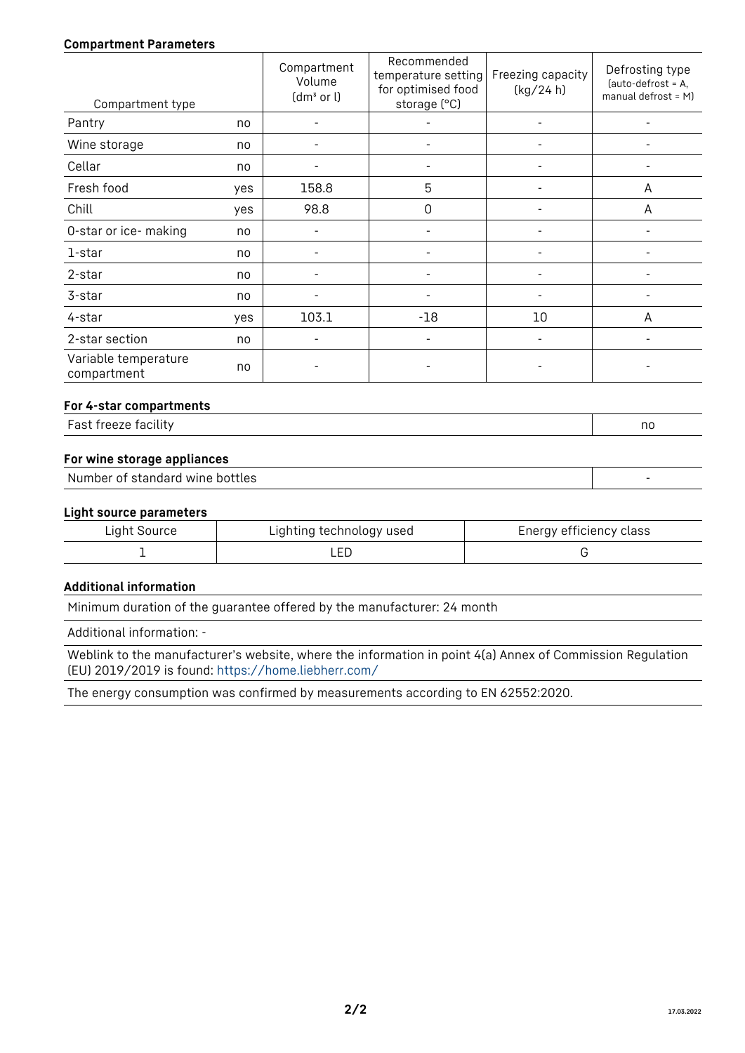**Compartment Parameters**

| Compartment type | | Compartment Volume (dm³ or l) | Recommended temperature setting for optimised food storage (°C) | Freezing capacity (kg/24 h) | Defrosting type (auto-defrost = A, manual defrost = M) |
|---|---|---|---|---|---|
| Pantry | no | - | - | - | - |
| Wine storage | no | - | - | - | - |
| Cellar | no | - | - | - | - |
| Fresh food | yes | 158.8 | 5 | - | A |
| Chill | yes | 98.8 | 0 | - | A |
| 0-star or ice- making | no | - | - | - | - |
| 1-star | no | - | - | - | - |
| 2-star | no | - | - | - | - |
| 3-star | no | - | - | - | - |
| 4-star | yes | 103.1 | -18 | 10 | A |
| 2-star section | no | - | - | - | - |
| Variable temperature compartment | no | - | - | - | - |

**For 4-star compartments**

| | |
|---|---|
| Fast freeze facility | no |

**For wine storage appliances**

| | |
|---|---|
| Number of standard wine bottles | - |

**Light source parameters**

| Light Source | Lighting technology used | Energy efficiency class |
|---|---|---|
| 1 | LED | G |

**Additional information**

Minimum duration of the guarantee offered by the manufacturer: 24 month

Additional information: -

Weblink to the manufacturer's website, where the information in point 4(a) Annex of Commission Regulation (EU) 2019/2019 is found: https://home.liebherr.com/

The energy consumption was confirmed by measurements according to EN 62552:2020.

17.03.2022